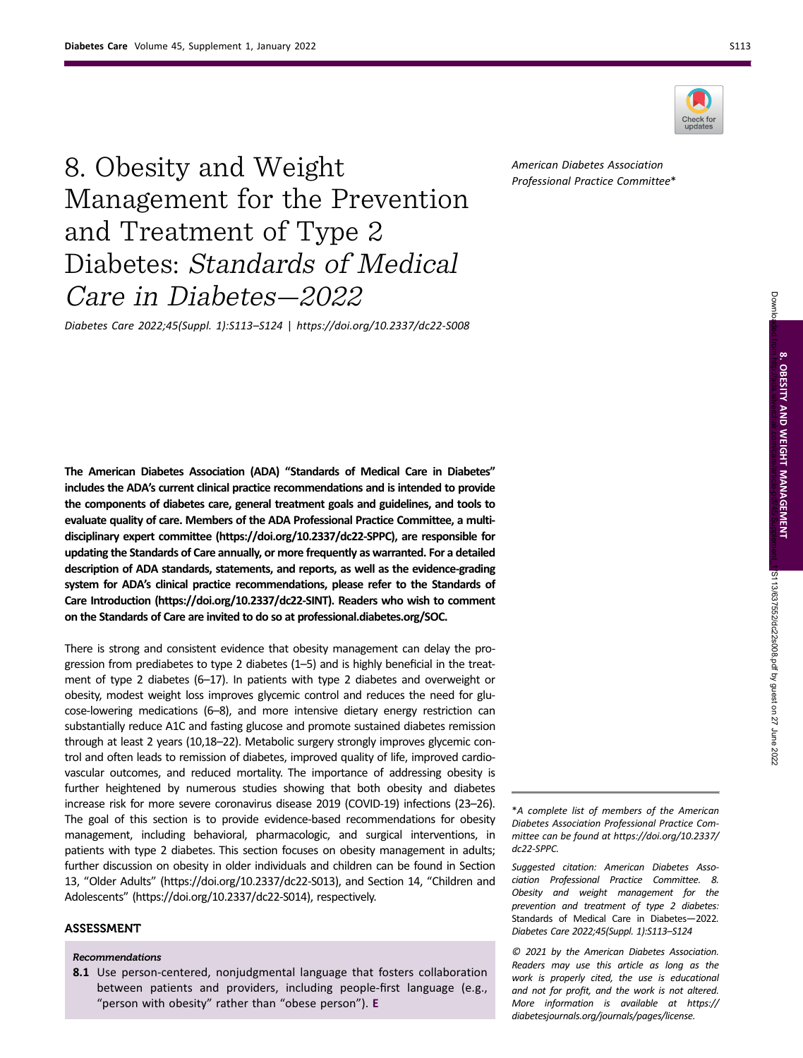# 8. Obesity and Weight Management for the Prevention and Treatment of Type 2 Diabetes: *Standards of Medical Care in Diabetes—2022*

*Diabetes Care 2022;45(Suppl. 1):S113–S124 | https://doi.org/10.2337/dc22-S008*

*American Diabetes Association Professional Practice Committee\**

**The American Diabetes Association (ADA) "Standards of Medical Care in Diabetes" includes the ADA's current clinical practice recommendations and is intended to provide the components of diabetes care, general treatment goals and guidelines, and tools to evaluate quality of care. Members of the ADA Professional Practice Committee, a multidisciplinary expert committee (https://doi.org/10.2337/dc22-SPPC), are responsible for updating the Standards of Care annually, or more frequently as warranted. For a detailed description of ADA standards, statements, and reports, as well as the evidence-grading system for ADA's clinical practice recommendations, please refer to the Standards of Care Introduction (https://doi.org/10.2337/dc22-SINT). Readers who wish to comment on the Standards of Care are invited to do so at professional.diabetes.org/SOC.**

There is strong and consistent evidence that obesity management can delay the progression from prediabetes to type 2 diabetes (1–5) and is highly beneficial in the treatment of type 2 diabetes (6–17). In patients with type 2 diabetes and overweight or obesity, modest weight loss improves glycemic control and reduces the need for glucose-lowering medications (6–8), and more intensive dietary energy restriction can substantially reduce A1C and fasting glucose and promote sustained diabetes remission through at least 2 years (10,18–22). Metabolic surgery strongly improves glycemic control and often leads to remission of diabetes, improved quality of life, improved cardiovascular outcomes, and reduced mortality. The importance of addressing obesity is further heightened by numerous studies showing that both obesity and diabetes increase risk for more severe coronavirus disease 2019 (COVID-19) infections (23–26). The goal of this section is to provide evidence-based recommendations for obesity management, including behavioral, pharmacologic, and surgical interventions, in patients with type 2 diabetes. This section focuses on obesity management in adults; further discussion on obesity in older individuals and children can be found in Section 13, "Older Adults" (https://doi.org/10.2337/dc22-S013), and Section 14, "Children and Adolescents" (https://doi.org/10.2337/dc22-S014), respectively.

## ASSESSMENT

*Recommendations*

**8.1** Use person-centered, nonjudgmental language that fosters collaboration between patients and providers, including people-first language (e.g., "person with obesity" rather than "obese person"). **E**

\*A complete list of members of the American Diabetes Association Professional Practice Committee can be found at https://doi.org/10.2337/dc22-SPPC.

*Suggested citation: American Diabetes Association Professional Practice Committee. 8. Obesity and weight management for the prevention and treatment of type 2 diabetes:* Standards of Medical Care in Diabetes—2022. *Diabetes Care 2022;45(Suppl. 1):S113–S124*

*© 2021 by the American Diabetes Association. Readers may use this article as long as the work is properly cited, the use is educational and not for profit, and the work is not altered. More information is available at https://diabetesjournals.org/journals/pages/license.*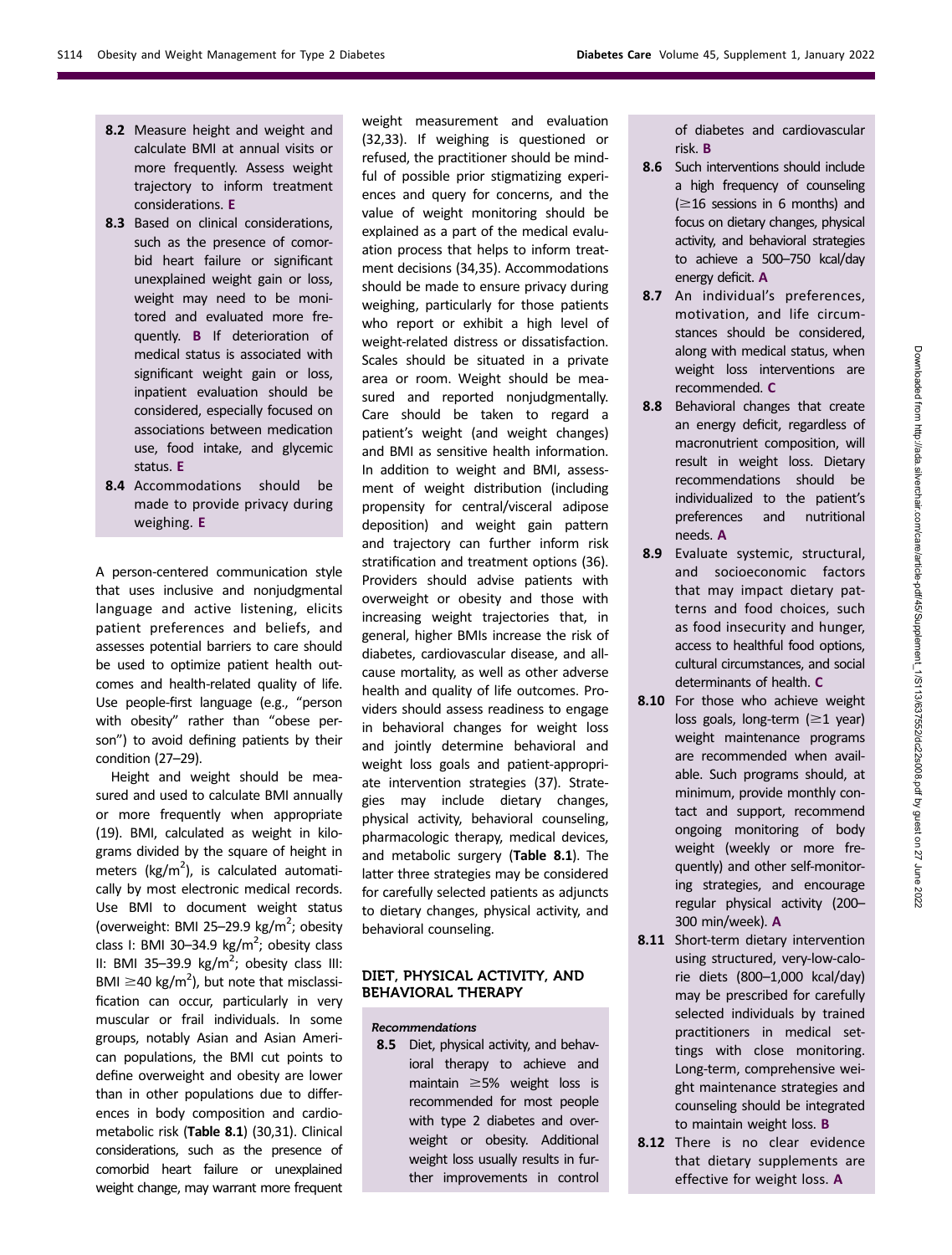**8.2** Measure height and weight and calculate BMI at annual visits or more frequently. Assess weight trajectory to inform treatment considerations. **E**

**8.3** Based on clinical considerations, such as the presence of comorbid heart failure or significant unexplained weight gain or loss, weight may need to be monitored and evaluated more frequently. **B** If deterioration of medical status is associated with significant weight gain or loss, inpatient evaluation should be considered, especially focused on associations between medication use, food intake, and glycemic status. **E**

**8.4** Accommodations should be made to provide privacy during weighing. **E**

A person-centered communication style that uses inclusive and nonjudgmental language and active listening, elicits patient preferences and beliefs, and assesses potential barriers to care should be used to optimize patient health outcomes and health-related quality of life. Use people-first language (e.g., "person with obesity" rather than "obese person") to avoid defining patients by their condition (27–29).

Height and weight should be measured and used to calculate BMI annually or more frequently when appropriate (19). BMI, calculated as weight in kilograms divided by the square of height in meters (kg/m$^2$), is calculated automatically by most electronic medical records. Use BMI to document weight status (overweight: BMI 25–29.9 kg/m$^2$; obesity class I: BMI 30–34.9 kg/m$^2$; obesity class II: BMI 35–39.9 kg/m$^2$; obesity class III: BMI $\geq$40 kg/m$^2$), but note that misclassification can occur, particularly in very muscular or frail individuals. In some groups, notably Asian and Asian American populations, the BMI cut points to define overweight and obesity are lower than in other populations due to differences in body composition and cardiometabolic risk (**Table 8.1**) (30,31). Clinical considerations, such as the presence of comorbid heart failure or unexplained weight change, may warrant more frequent weight measurement and evaluation (32,33). If weighing is questioned or refused, the practitioner should be mindful of possible prior stigmatizing experiences and query for concerns, and the value of weight monitoring should be explained as a part of the medical evaluation process that helps to inform treatment decisions (34,35). Accommodations should be made to ensure privacy during weighing, particularly for those patients who report or exhibit a high level of weight-related distress or dissatisfaction. Scales should be situated in a private area or room. Weight should be measured and reported nonjudgmentally. Care should be taken to regard a patient's weight (and weight changes) and BMI as sensitive health information. In addition to weight and BMI, assessment of weight distribution (including propensity for central/visceral adipose deposition) and weight gain pattern and trajectory can further inform risk stratification and treatment options (36). Providers should advise patients with overweight or obesity and those with increasing weight trajectories that, in general, higher BMIs increase the risk of diabetes, cardiovascular disease, and all-cause mortality, as well as other adverse health and quality of life outcomes. Providers should assess readiness to engage in behavioral changes for weight loss and jointly determine behavioral and weight loss goals and patient-appropriate intervention strategies (37). Strategies may include dietary changes, physical activity, behavioral counseling, pharmacologic therapy, medical devices, and metabolic surgery (**Table 8.1**). The latter three strategies may be considered for carefully selected patients as adjuncts to dietary changes, physical activity, and behavioral counseling.

## DIET, PHYSICAL ACTIVITY, AND BEHAVIORAL THERAPY

***Recommendations***

**8.5** Diet, physical activity, and behavioral therapy to achieve and maintain $\geq$5% weight loss is recommended for most people with type 2 diabetes and overweight or obesity. Additional weight loss usually results in further improvements in control of diabetes and cardiovascular risk. **B**

**8.6** Such interventions should include a high frequency of counseling ($\geq$16 sessions in 6 months) and focus on dietary changes, physical activity, and behavioral strategies to achieve a 500–750 kcal/day energy deficit. **A**

**8.7** An individual's preferences, motivation, and life circumstances should be considered, along with medical status, when weight loss interventions are recommended. **C**

**8.8** Behavioral changes that create an energy deficit, regardless of macronutrient composition, will result in weight loss. Dietary recommendations should be individualized to the patient's preferences and nutritional needs. **A**

**8.9** Evaluate systemic, structural, and socioeconomic factors that may impact dietary patterns and food choices, such as food insecurity and hunger, access to healthful food options, cultural circumstances, and social determinants of health. **C**

**8.10** For those who achieve weight loss goals, long-term ($\geq$1 year) weight maintenance programs are recommended when available. Such programs should, at minimum, provide monthly contact and support, recommend ongoing monitoring of body weight (weekly or more frequently) and other self-monitoring strategies, and encourage regular physical activity (200–300 min/week). **A**

**8.11** Short-term dietary intervention using structured, very-low-calorie diets (800–1,000 kcal/day) may be prescribed for carefully selected individuals by trained practitioners in medical settings with close monitoring. Long-term, comprehensive weight maintenance strategies and counseling should be integrated to maintain weight loss. **B**

**8.12** There is no clear evidence that dietary supplements are effective for weight loss. **A**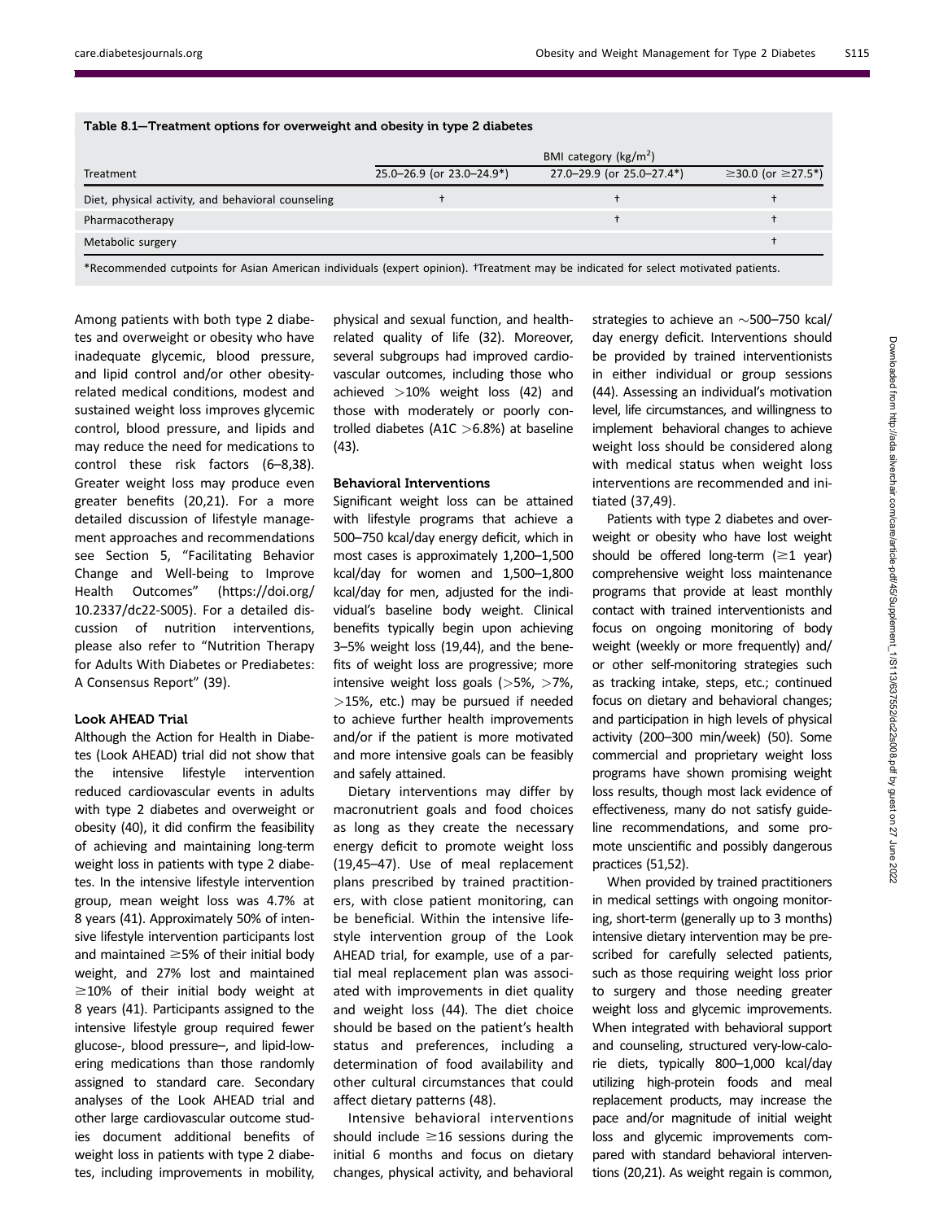**Table 8.1—Treatment options for overweight and obesity in type 2 diabetes**

| Treatment | BMI category (kg/m$^2$) | | |
|---|---|---|---|
| | 25.0–26.9 (or 23.0–24.9*) | 27.0–29.9 (or 25.0–27.4*) | ≥30.0 (or ≥27.5*) |
| Diet, physical activity, and behavioral counseling | † | † | † |
| Pharmacotherapy | | † | † |
| Metabolic surgery | | | † |

*Recommended cutpoints for Asian American individuals (expert opinion). †Treatment may be indicated for select motivated patients.

Among patients with both type 2 diabetes and overweight or obesity who have inadequate glycemic, blood pressure, and lipid control and/or other obesity-related medical conditions, modest and sustained weight loss improves glycemic control, blood pressure, and lipids and may reduce the need for medications to control these risk factors (6–8,38). Greater weight loss may produce even greater benefits (20,21). For a more detailed discussion of lifestyle management approaches and recommendations see Section 5, "Facilitating Behavior Change and Well-being to Improve Health Outcomes" (https://doi.org/10.2337/dc22-S005). For a detailed discussion of nutrition interventions, please also refer to "Nutrition Therapy for Adults With Diabetes or Prediabetes: A Consensus Report" (39).

### Look AHEAD Trial

Although the Action for Health in Diabetes (Look AHEAD) trial did not show that the intensive lifestyle intervention reduced cardiovascular events in adults with type 2 diabetes and overweight or obesity (40), it did confirm the feasibility of achieving and maintaining long-term weight loss in patients with type 2 diabetes. In the intensive lifestyle intervention group, mean weight loss was 4.7% at 8 years (41). Approximately 50% of intensive lifestyle intervention participants lost and maintained ≥5% of their initial body weight, and 27% lost and maintained ≥10% of their initial body weight at 8 years (41). Participants assigned to the intensive lifestyle group required fewer glucose-, blood pressure–, and lipid-lowering medications than those randomly assigned to standard care. Secondary analyses of the Look AHEAD trial and other large cardiovascular outcome studies document additional benefits of weight loss in patients with type 2 diabetes, including improvements in mobility, physical and sexual function, and health-related quality of life (32). Moreover, several subgroups had improved cardiovascular outcomes, including those who achieved >10% weight loss (42) and those with moderately or poorly controlled diabetes (A1C >6.8%) at baseline (43).

### Behavioral Interventions

Significant weight loss can be attained with lifestyle programs that achieve a 500–750 kcal/day energy deficit, which in most cases is approximately 1,200–1,500 kcal/day for women and 1,500–1,800 kcal/day for men, adjusted for the individual's baseline body weight. Clinical benefits typically begin upon achieving 3–5% weight loss (19,44), and the benefits of weight loss are progressive; more intensive weight loss goals (>5%, >7%, >15%, etc.) may be pursued if needed to achieve further health improvements and/or if the patient is more motivated and more intensive goals can be feasibly and safely attained.

Dietary interventions may differ by macronutrient goals and food choices as long as they create the necessary energy deficit to promote weight loss (19,45–47). Use of meal replacement plans prescribed by trained practitioners, with close patient monitoring, can be beneficial. Within the intensive lifestyle intervention group of the Look AHEAD trial, for example, use of a partial meal replacement plan was associated with improvements in diet quality and weight loss (44). The diet choice should be based on the patient's health status and preferences, including a determination of food availability and other cultural circumstances that could affect dietary patterns (48).

Intensive behavioral interventions should include ≥16 sessions during the initial 6 months and focus on dietary changes, physical activity, and behavioral strategies to achieve an ~500–750 kcal/day energy deficit. Interventions should be provided by trained interventionists in either individual or group sessions (44). Assessing an individual's motivation level, life circumstances, and willingness to implement behavioral changes to achieve weight loss should be considered along with medical status when weight loss interventions are recommended and initiated (37,49).

Patients with type 2 diabetes and overweight or obesity who have lost weight should be offered long-term (≥1 year) comprehensive weight loss maintenance programs that provide at least monthly contact with trained interventionists and focus on ongoing monitoring of body weight (weekly or more frequently) and/or other self-monitoring strategies such as tracking intake, steps, etc.; continued focus on dietary and behavioral changes; and participation in high levels of physical activity (200–300 min/week) (50). Some commercial and proprietary weight loss programs have shown promising weight loss results, though most lack evidence of effectiveness, many do not satisfy guideline recommendations, and some promote unscientific and possibly dangerous practices (51,52).

When provided by trained practitioners in medical settings with ongoing monitoring, short-term (generally up to 3 months) intensive dietary intervention may be prescribed for carefully selected patients, such as those requiring weight loss prior to surgery and those needing greater weight loss and glycemic improvements. When integrated with behavioral support and counseling, structured very-low-calorie diets, typically 800–1,000 kcal/day utilizing high-protein foods and meal replacement products, may increase the pace and/or magnitude of initial weight loss and glycemic improvements compared with standard behavioral interventions (20,21). As weight regain is common,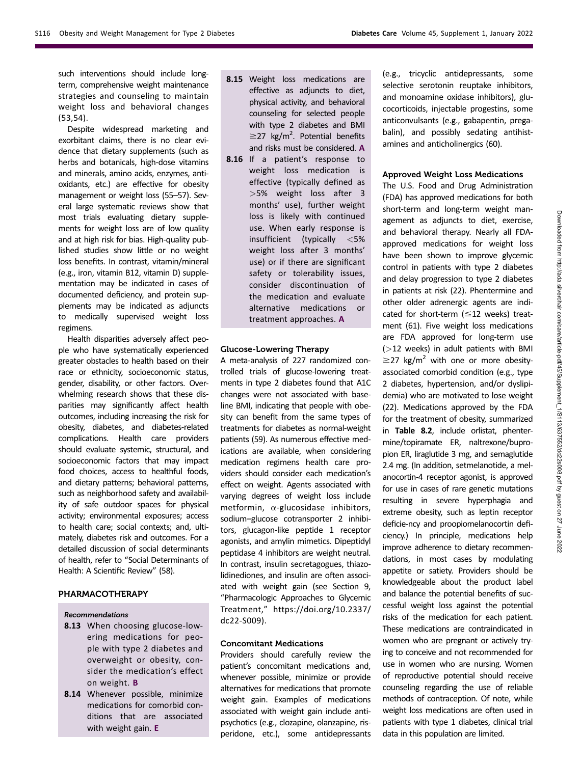such interventions should include long-term, comprehensive weight maintenance strategies and counseling to maintain weight loss and behavioral changes (53,54).

Despite widespread marketing and exorbitant claims, there is no clear evidence that dietary supplements (such as herbs and botanicals, high-dose vitamins and minerals, amino acids, enzymes, antioxidants, etc.) are effective for obesity management or weight loss (55–57). Several large systematic reviews show that most trials evaluating dietary supplements for weight loss are of low quality and at high risk for bias. High-quality published studies show little or no weight loss benefits. In contrast, vitamin/mineral (e.g., iron, vitamin B12, vitamin D) supplementation may be indicated in cases of documented deficiency, and protein supplements may be indicated as adjuncts to medically supervised weight loss regimens.

Health disparities adversely affect people who have systematically experienced greater obstacles to health based on their race or ethnicity, socioeconomic status, gender, disability, or other factors. Overwhelming research shows that these disparities may significantly affect health outcomes, including increasing the risk for obesity, diabetes, and diabetes-related complications. Health care providers should evaluate systemic, structural, and socioeconomic factors that may impact food choices, access to healthful foods, and dietary patterns; behavioral patterns, such as neighborhood safety and availability of safe outdoor spaces for physical activity; environmental exposures; access to health care; social contexts; and, ultimately, diabetes risk and outcomes. For a detailed discussion of social determinants of health, refer to "Social Determinants of Health: A Scientific Review" (58).

## PHARMACOTHERAPY

*Recommendations*

**8.13** When choosing glucose-lowering medications for people with type 2 diabetes and overweight or obesity, consider the medication's effect on weight. **B**

**8.14** Whenever possible, minimize medications for comorbid conditions that are associated with weight gain. **E**

**8.15** Weight loss medications are effective as adjuncts to diet, physical activity, and behavioral counseling for selected people with type 2 diabetes and BMI $\geq$27 kg/m$^2$. Potential benefits and risks must be considered. **A**

**8.16** If a patient's response to weight loss medication is effective (typically defined as >5% weight loss after 3 months' use), further weight loss is likely with continued use. When early response is insufficient (typically <5% weight loss after 3 months' use) or if there are significant safety or tolerability issues, consider discontinuation of the medication and evaluate alternative medications or treatment approaches. **A**

### Glucose-Lowering Therapy

A meta-analysis of 227 randomized controlled trials of glucose-lowering treatments in type 2 diabetes found that A1C changes were not associated with baseline BMI, indicating that people with obesity can benefit from the same types of treatments for diabetes as normal-weight patients (59). As numerous effective medications are available, when considering medication regimens health care providers should consider each medication's effect on weight. Agents associated with varying degrees of weight loss include metformin, α-glucosidase inhibitors, sodium–glucose cotransporter 2 inhibitors, glucagon-like peptide 1 receptor agonists, and amylin mimetics. Dipeptidyl peptidase 4 inhibitors are weight neutral. In contrast, insulin secretagogues, thiazolidinediones, and insulin are often associated with weight gain (see Section 9, "Pharmacologic Approaches to Glycemic Treatment," https://doi.org/10.2337/dc22-S009).

### Concomitant Medications

Providers should carefully review the patient's concomitant medications and, whenever possible, minimize or provide alternatives for medications that promote weight gain. Examples of medications associated with weight gain include antipsychotics (e.g., clozapine, olanzapine, risperidone, etc.), some antidepressants (e.g., tricyclic antidepressants, some selective serotonin reuptake inhibitors, and monoamine oxidase inhibitors), glucocorticoids, injectable progestins, some anticonvulsants (e.g., gabapentin, pregabalin), and possibly sedating antihistamines and anticholinergics (60).

### Approved Weight Loss Medications

The U.S. Food and Drug Administration (FDA) has approved medications for both short-term and long-term weight management as adjuncts to diet, exercise, and behavioral therapy. Nearly all FDA-approved medications for weight loss have been shown to improve glycemic control in patients with type 2 diabetes and delay progression to type 2 diabetes in patients at risk (22). Phentermine and other older adrenergic agents are indicated for short-term ($\leq$12 weeks) treatment (61). Five weight loss medications are FDA approved for long-term use (>12 weeks) in adult patients with BMI $\geq$27 kg/m$^2$ with one or more obesity-associated comorbid condition (e.g., type 2 diabetes, hypertension, and/or dyslipidemia) who are motivated to lose weight (22). Medications approved by the FDA for the treatment of obesity, summarized in **Table 8.2**, include orlistat, phentermine/topiramate ER, naltrexone/bupropion ER, liraglutide 3 mg, and semaglutide 2.4 mg. (In addition, setmelanotide, a melanocortin-4 receptor agonist, is approved for use in cases of rare genetic mutations resulting in severe hyperphagia and extreme obesity, such as leptin receptor deficie-ncy and proopiomelanocortin deficiency.) In principle, medications help improve adherence to dietary recommendations, in most cases by modulating appetite or satiety. Providers should be knowledgeable about the product label and balance the potential benefits of successful weight loss against the potential risks of the medication for each patient. These medications are contraindicated in women who are pregnant or actively trying to conceive and not recommended for use in women who are nursing. Women of reproductive potential should receive counseling regarding the use of reliable methods of contraception. Of note, while weight loss medications are often used in patients with type 1 diabetes, clinical trial data in this population are limited.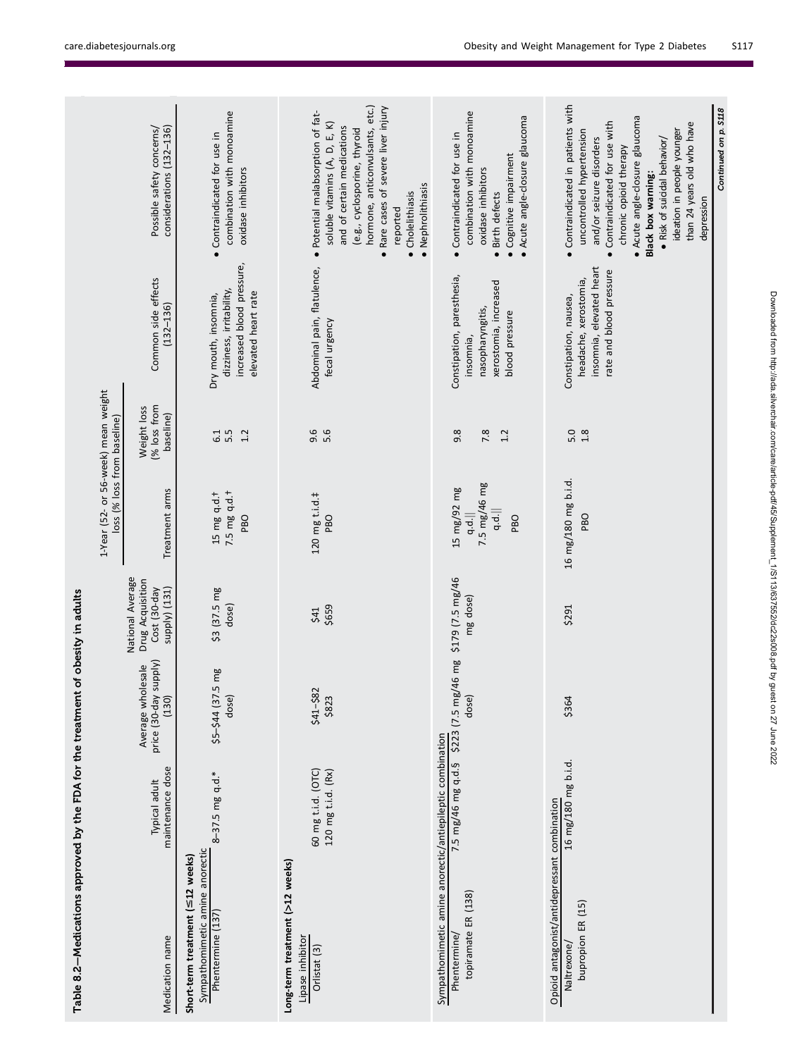Table 8.2—Medications approved by the FDA for the treatment of obesity in adults

| Medication name | Typical adult maintenance dose | Average wholesale price (30-day supply) (130) | National Average Drug Acquisition Cost (30-day supply) (131) | 1-Year (52- or 56-week) mean weight loss (% loss from baseline) | | Common side effects (132–136) | Possible safety concerns/ considerations (132–136) |
|---|---|---|---|---|---|---|---|
| | | | | Treatment arms | Weight loss (% loss from baseline) | | |
| **Short-term treatment (≤12 weeks)** | | | | | | | |
| Sympathomimetic amine anorectic | | | | | | | |
| Phentermine (137) | 8–37.5 mg q.d.* | $5–$44 (37.5 mg dose) | $3 (37.5 mg dose) | 15 mg q.d.†<br>7.5 mg q.d.†<br>PBO | 6.1<br>5.5<br>1.2 | Dry mouth, insomnia, dizziness, irritability, increased blood pressure, elevated heart rate | • Contraindicated for use in combination with monoamine oxidase inhibitors |
| **Long-term treatment (>12 weeks)** | | | | | | | |
| Lipase inhibitor | | | | | | | |
| Orlistat (3) | 60 mg t.i.d. (OTC)<br>120 mg t.i.d. (Rx) | $41–$82<br>$823 | $41<br>$659 | 120 mg t.i.d.‡<br>PBO | 9.6<br>5.6 | Abdominal pain, flatulence, fecal urgency | • Potential malabsorption of fat-soluble vitamins (A, D, E, K) and of certain medications (e.g., cyclosporine, thyroid hormone, anticonvulsants, etc.)<br>• Rare cases of severe liver injury reported<br>• Cholelithiasis<br>• Nephrolithiasis |
| Sympathomimetic amine anorectic/antiepileptic combination | | | | | | | |
| Phentermine/ topiramate ER (138) | 7.5 mg/46 mg q.d.§ | $223 (7.5 mg/46 mg dose) | $179 (7.5 mg/46 mg dose) | 15 mg/92 mg q.d.‖<br>7.5 mg/46 mg q.d.‖<br>PBO | 9.8<br>7.8<br>1.2 | Constipation, paresthesia, insomnia, nasopharyngitis, xerostomia, increased blood pressure | • Contraindicated for use in combination with monoamine oxidase inhibitors<br>• Birth defects<br>• Cognitive impairment<br>• Acute angle-closure glaucoma |
| Opioid antagonist/antidepressant combination | | | | | | | |
| Naltrexone/ bupropion ER (15) | 16 mg/180 mg b.i.d. | $364 | $291 | 16 mg/180 mg b.i.d.<br>PBO | 5.0<br>1.8 | Constipation, nausea, headache, xerostomia, insomnia, elevated heart rate and blood pressure | • Contraindicated in patients with uncontrolled hypertension and/or seizure disorders<br>• Contraindicated for use with chronic opioid therapy<br>• Acute angle-closure glaucoma<br>**Black box warning:**<br>• Risk of suicidal behavior/ideation in people younger than 24 years old who have depression |

*Continued on p. S118*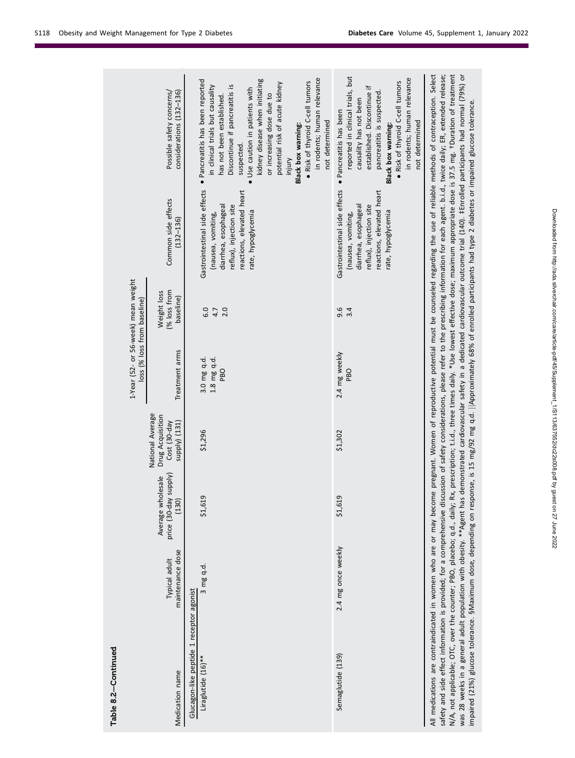Table 8.2—Continued

| Medication name | Typical adult maintenance dose | Average wholesale price (30-day supply) (130) | National Average Drug Acquisition Cost (30-day supply) (131) | 1-Year (52- or 56-week) mean weight loss (% loss from baseline) | | Common side effects (132–136) | Possible safety concerns/ considerations (132–136) |
|---|---|---|---|---|---|---|---|
| | | | | Treatment arms | Weight loss (% loss from baseline) | | |
| *Glucagon-like peptide 1 receptor agonist* | | | | | | | |
| Liraglutide (16)** | 3 mg q.d. | $1,619 | $1,296 | 3.0 mg q.d.<br>1.8 mg q.d.<br>PBO | 6.0<br>4.7<br>2.0 | Gastrointestinal side effects (nausea, vomiting, diarrhea, esophageal reflux), injection site reactions, elevated heart rate, hypoglycemia | • Pancreatitis has been reported in clinical trials but causality has not been established. Discontinue if pancreatitis is suspected.<br>• Use caution in patients with kidney disease when initiating or increasing dose due to potential risk of acute kidney injury<br>**Black box warning:**<br>• Risk of thyroid C-cell tumors in rodents; human relevance not determined |
| Semaglutide (139) | 2.4 mg once weekly | $1,619 | $1,302 | 2.4 mg weekly<br>PBO | 9.6<br>3.4 | Gastrointestinal side effects (nausea, vomiting, diarrhea, esophageal reflux), injection site reactions, elevated heart rate, hypoglycemia | • Pancreatitis has been reported in clinical trials, but causality has not been established. Discontinue if pancreatitis is suspected.<br>**Black box warning:**<br>• Risk of thyroid C-cell tumors in rodents; human relevance not determined |

All medications are contraindicated in women who are or may become pregnant. Women of reproductive potential must be counseled regarding the use of reliable methods of contraception. Select safety and side effect information is provided; for a comprehensive discussion of safety considerations, please refer to the prescribing information for each agent. b.i.d., twice daily; ER, extended release; N/A, not applicable; OTC, over the counter; PBO, placebo; q.d., daily; Rx, prescription; t.i.d., three times daily. *Use lowest effective dose; maximum appropriate dose is 37.5 mg. †Duration of treatment was 28 weeks in a general adult population with obesity. **Agent has demonstrated cardiovascular safety in a dedicated cardiovascular outcome trial (140). ‡Enrolled participants had normal (79%) or impaired (21%) glucose tolerance. §Maximum dose, depending on response, is 15 mg/92 mg q.d. ||Approximately 68% of enrolled participants had type 2 diabetes or impaired glucose tolerance.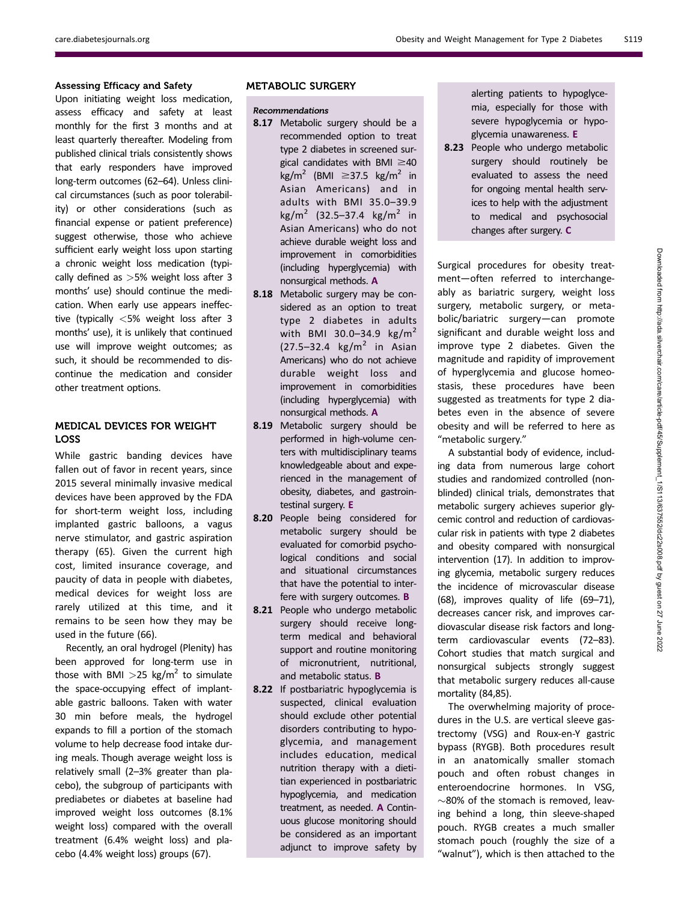#### Assessing Efficacy and Safety

Upon initiating weight loss medication, assess efficacy and safety at least monthly for the first 3 months and at least quarterly thereafter. Modeling from published clinical trials consistently shows that early responders have improved long-term outcomes (62–64). Unless clinical circumstances (such as poor tolerability) or other considerations (such as financial expense or patient preference) suggest otherwise, those who achieve sufficient early weight loss upon starting a chronic weight loss medication (typically defined as >5% weight loss after 3 months' use) should continue the medication. When early use appears ineffective (typically <5% weight loss after 3 months' use), it is unlikely that continued use will improve weight outcomes; as such, it should be recommended to discontinue the medication and consider other treatment options.

## MEDICAL DEVICES FOR WEIGHT LOSS

While gastric banding devices have fallen out of favor in recent years, since 2015 several minimally invasive medical devices have been approved by the FDA for short-term weight loss, including implanted gastric balloons, a vagus nerve stimulator, and gastric aspiration therapy (65). Given the current high cost, limited insurance coverage, and paucity of data in people with diabetes, medical devices for weight loss are rarely utilized at this time, and it remains to be seen how they may be used in the future (66).

Recently, an oral hydrogel (Plenity) has been approved for long-term use in those with BMI >25 kg/m$^2$ to simulate the space-occupying effect of implantable gastric balloons. Taken with water 30 min before meals, the hydrogel expands to fill a portion of the stomach volume to help decrease food intake during meals. Though average weight loss is relatively small (2–3% greater than placebo), the subgroup of participants with prediabetes or diabetes at baseline had improved weight loss outcomes (8.1% weight loss) compared with the overall treatment (6.4% weight loss) and placebo (4.4% weight loss) groups (67).

## METABOLIC SURGERY

#### *Recommendations*

- **8.17** Metabolic surgery should be a recommended option to treat type 2 diabetes in screened surgical candidates with BMI ≥40 kg/m$^2$ (BMI ≥37.5 kg/m$^2$ in Asian Americans) and in adults with BMI 35.0–39.9 kg/m$^2$ (32.5–37.4 kg/m$^2$ in Asian Americans) who do not achieve durable weight loss and improvement in comorbidities (including hyperglycemia) with nonsurgical methods. **A**
- **8.18** Metabolic surgery may be considered as an option to treat type 2 diabetes in adults with BMI 30.0–34.9 kg/m$^2$ (27.5–32.4 kg/m$^2$ in Asian Americans) who do not achieve durable weight loss and improvement in comorbidities (including hyperglycemia) with nonsurgical methods. **A**
- **8.19** Metabolic surgery should be performed in high-volume centers with multidisciplinary teams knowledgeable about and experienced in the management of obesity, diabetes, and gastrointestinal surgery. **E**
- **8.20** People being considered for metabolic surgery should be evaluated for comorbid psychological conditions and social and situational circumstances that have the potential to interfere with surgery outcomes. **B**
- **8.21** People who undergo metabolic surgery should receive long-term medical and behavioral support and routine monitoring of micronutrient, nutritional, and metabolic status. **B**
- **8.22** If postbariatric hypoglycemia is suspected, clinical evaluation should exclude other potential disorders contributing to hypoglycemia, and management includes education, medical nutrition therapy with a dietitian experienced in postbariatric hypoglycemia, and medication treatment, as needed. **A** Continuous glucose monitoring should be considered as an important adjunct to improve safety by alerting patients to hypoglycemia, especially for those with severe hypoglycemia or hypoglycemia unawareness. **E**
- **8.23** People who undergo metabolic surgery should routinely be evaluated to assess the need for ongoing mental health services to help with the adjustment to medical and psychosocial changes after surgery. **C**

Surgical procedures for obesity treatment—often referred to interchangeably as bariatric surgery, weight loss surgery, metabolic surgery, or metabolic/bariatric surgery—can promote significant and durable weight loss and improve type 2 diabetes. Given the magnitude and rapidity of improvement of hyperglycemia and glucose homeostasis, these procedures have been suggested as treatments for type 2 diabetes even in the absence of severe obesity and will be referred to here as "metabolic surgery."

A substantial body of evidence, including data from numerous large cohort studies and randomized controlled (nonblinded) clinical trials, demonstrates that metabolic surgery achieves superior glycemic control and reduction of cardiovascular risk in patients with type 2 diabetes and obesity compared with nonsurgical intervention (17). In addition to improving glycemia, metabolic surgery reduces the incidence of microvascular disease (68), improves quality of life (69–71), decreases cancer risk, and improves cardiovascular disease risk factors and long-term cardiovascular events (72–83). Cohort studies that match surgical and nonsurgical subjects strongly suggest that metabolic surgery reduces all-cause mortality (84,85).

The overwhelming majority of procedures in the U.S. are vertical sleeve gastrectomy (VSG) and Roux-en-Y gastric bypass (RYGB). Both procedures result in an anatomically smaller stomach pouch and often robust changes in enteroendocrine hormones. In VSG, ~80% of the stomach is removed, leaving behind a long, thin sleeve-shaped pouch. RYGB creates a much smaller stomach pouch (roughly the size of a "walnut"), which is then attached to the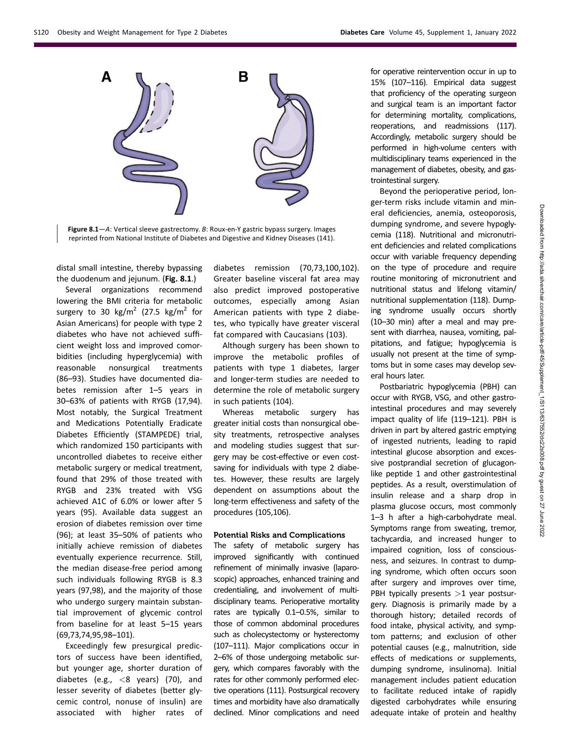**Figure 8.1**—*A*: Vertical sleeve gastrectomy. *B*: Roux-en-Y gastric bypass surgery. Images reprinted from National Institute of Diabetes and Digestive and Kidney Diseases (141).

distal small intestine, thereby bypassing the duodenum and jejunum. (**Fig. 8.1**.)

Several organizations recommend lowering the BMI criteria for metabolic surgery to 30 kg/m$^2$ (27.5 kg/m$^2$ for Asian Americans) for people with type 2 diabetes who have not achieved sufficient weight loss and improved comorbidities (including hyperglycemia) with reasonable nonsurgical treatments (86–93). Studies have documented diabetes remission after 1–5 years in 30–63% of patients with RYGB (17,94). Most notably, the Surgical Treatment and Medications Potentially Eradicate Diabetes Efficiently (STAMPEDE) trial, which randomized 150 participants with uncontrolled diabetes to receive either metabolic surgery or medical treatment, found that 29% of those treated with RYGB and 23% treated with VSG achieved A1C of 6.0% or lower after 5 years (95). Available data suggest an erosion of diabetes remission over time (96); at least 35–50% of patients who initially achieve remission of diabetes eventually experience recurrence. Still, the median disease-free period among such individuals following RYGB is 8.3 years (97,98), and the majority of those who undergo surgery maintain substantial improvement of glycemic control from baseline for at least 5–15 years (69,73,74,95,98–101).

Exceedingly few presurgical predictors of success have been identified, but younger age, shorter duration of diabetes (e.g., <8 years) (70), and lesser severity of diabetes (better glycemic control, nonuse of insulin) are associated with higher rates of diabetes remission (70,73,100,102). Greater baseline visceral fat area may also predict improved postoperative outcomes, especially among Asian American patients with type 2 diabetes, who typically have greater visceral fat compared with Caucasians (103).

Although surgery has been shown to improve the metabolic profiles of patients with type 1 diabetes, larger and longer-term studies are needed to determine the role of metabolic surgery in such patients (104).

Whereas metabolic surgery has greater initial costs than nonsurgical obesity treatments, retrospective analyses and modeling studies suggest that surgery may be cost-effective or even cost-saving for individuals with type 2 diabetes. However, these results are largely dependent on assumptions about the long-term effectiveness and safety of the procedures (105,106).

#### Potential Risks and Complications

The safety of metabolic surgery has improved significantly with continued refinement of minimally invasive (laparoscopic) approaches, enhanced training and credentialing, and involvement of multidisciplinary teams. Perioperative mortality rates are typically 0.1–0.5%, similar to those of common abdominal procedures such as cholecystectomy or hysterectomy (107–111). Major complications occur in 2–6% of those undergoing metabolic surgery, which compares favorably with the rates for other commonly performed elective operations (111). Postsurgical recovery times and morbidity have also dramatically declined. Minor complications and need for operative reintervention occur in up to 15% (107–116). Empirical data suggest that proficiency of the operating surgeon and surgical team is an important factor for determining mortality, complications, reoperations, and readmissions (117). Accordingly, metabolic surgery should be performed in high-volume centers with multidisciplinary teams experienced in the management of diabetes, obesity, and gastrointestinal surgery.

Beyond the perioperative period, longer-term risks include vitamin and mineral deficiencies, anemia, osteoporosis, dumping syndrome, and severe hypoglycemia (118). Nutritional and micronutrient deficiencies and related complications occur with variable frequency depending on the type of procedure and require routine monitoring of micronutrient and nutritional status and lifelong vitamin/nutritional supplementation (118). Dumping syndrome usually occurs shortly (10–30 min) after a meal and may present with diarrhea, nausea, vomiting, palpitations, and fatigue; hypoglycemia is usually not present at the time of symptoms but in some cases may develop several hours later.

Postbariatric hypoglycemia (PBH) can occur with RYGB, VSG, and other gastrointestinal procedures and may severely impact quality of life (119–121). PBH is driven in part by altered gastric emptying of ingested nutrients, leading to rapid intestinal glucose absorption and excessive postprandial secretion of glucagon-like peptide 1 and other gastrointestinal peptides. As a result, overstimulation of insulin release and a sharp drop in plasma glucose occurs, most commonly 1–3 h after a high-carbohydrate meal. Symptoms range from sweating, tremor, tachycardia, and increased hunger to impaired cognition, loss of consciousness, and seizures. In contrast to dumping syndrome, which often occurs soon after surgery and improves over time, PBH typically presents >1 year postsurgery. Diagnosis is primarily made by a thorough history; detailed records of food intake, physical activity, and symptom patterns; and exclusion of other potential causes (e.g., malnutrition, side effects of medications or supplements, dumping syndrome, insulinoma). Initial management includes patient education to facilitate reduced intake of rapidly digested carbohydrates while ensuring adequate intake of protein and healthy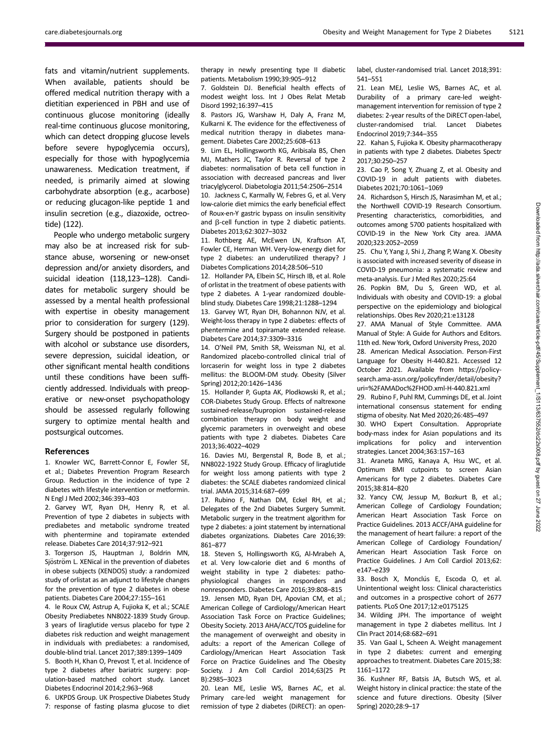fats and vitamin/nutrient supplements. When available, patients should be offered medical nutrition therapy with a dietitian experienced in PBH and use of continuous glucose monitoring (ideally real-time continuous glucose monitoring, which can detect dropping glucose levels before severe hypoglycemia occurs), especially for those with hypoglycemia unawareness. Medication treatment, if needed, is primarily aimed at slowing carbohydrate absorption (e.g., acarbose) or reducing glucagon-like peptide 1 and insulin secretion (e.g., diazoxide, octreotide) (122).

People who undergo metabolic surgery may also be at increased risk for substance abuse, worsening or new-onset depression and/or anxiety disorders, and suicidal ideation (118,123–128). Candidates for metabolic surgery should be assessed by a mental health professional with expertise in obesity management prior to consideration for surgery (129). Surgery should be postponed in patients with alcohol or substance use disorders, severe depression, suicidal ideation, or other significant mental health conditions until these conditions have been sufficiently addressed. Individuals with preoperative or new-onset psychopathology should be assessed regularly following surgery to optimize mental health and postsurgical outcomes.

## References

1. Knowler WC, Barrett-Connor E, Fowler SE, et al.; Diabetes Prevention Program Research Group. Reduction in the incidence of type 2 diabetes with lifestyle intervention or metformin. N Engl J Med 2002;346:393–403
2. Garvey WT, Ryan DH, Henry R, et al. Prevention of type 2 diabetes in subjects with prediabetes and metabolic syndrome treated with phentermine and topiramate extended release. Diabetes Care 2014;37:912–921
3. Torgerson JS, Hauptman J, Boldrin MN, Sjöström L. XENical in the prevention of diabetes in obese subjects (XENDOS) study: a randomized study of orlistat as an adjunct to lifestyle changes for the prevention of type 2 diabetes in obese patients. Diabetes Care 2004;27:155–161
4. le Roux CW, Astrup A, Fujioka K, et al.; SCALE Obesity Prediabetes NN8022-1839 Study Group. 3 years of liraglutide versus placebo for type 2 diabetes risk reduction and weight management in individuals with prediabetes: a randomised, double-blind trial. Lancet 2017;389:1399–1409
5. Booth H, Khan O, Prevost T, et al. Incidence of type 2 diabetes after bariatric surgery: population-based matched cohort study. Lancet Diabetes Endocrinol 2014;2:963–968
6. UKPDS Group. UK Prospective Diabetes Study 7: response of fasting plasma glucose to diet therapy in newly presenting type II diabetic patients. Metabolism 1990;39:905–912
7. Goldstein DJ. Beneficial health effects of modest weight loss. Int J Obes Relat Metab Disord 1992;16:397–415
8. Pastors JG, Warshaw H, Daly A, Franz M, Kulkarni K. The evidence for the effectiveness of medical nutrition therapy in diabetes management. Diabetes Care 2002;25:608–613
9. Lim EL, Hollingsworth KG, Aribisala BS, Chen MJ, Mathers JC, Taylor R. Reversal of type 2 diabetes: normalisation of beta cell function in association with decreased pancreas and liver triacylglycerol. Diabetologia 2011;54:2506–2514
10. Jackness C, Karmally W, Febres G, et al. Very low-calorie diet mimics the early beneficial effect of Roux-en-Y gastric bypass on insulin sensitivity and β-cell function in type 2 diabetic patients. Diabetes 2013;62:3027–3032
11. Rothberg AE, McEwen LN, Kraftson AT, Fowler CE, Herman WH. Very-low-energy diet for type 2 diabetes: an underutilized therapy? J Diabetes Complications 2014;28:506–510
12. Hollander PA, Elbein SC, Hirsch IB, et al. Role of orlistat in the treatment of obese patients with type 2 diabetes. A 1-year randomized double-blind study. Diabetes Care 1998;21:1288–1294
13. Garvey WT, Ryan DH, Bohannon NJV, et al. Weight-loss therapy in type 2 diabetes: effects of phentermine and topiramate extended release. Diabetes Care 2014;37:3309–3316
14. O'Neil PM, Smith SR, Weissman NJ, et al. Randomized placebo-controlled clinical trial of lorcaserin for weight loss in type 2 diabetes mellitus: the BLOOM-DM study. Obesity (Silver Spring) 2012;20:1426–1436
15. Hollander P, Gupta AK, Plodkowski R, et al.; COR-Diabetes Study Group. Effects of naltrexone sustained-release/bupropion sustained-release combination therapy on body weight and glycemic parameters in overweight and obese patients with type 2 diabetes. Diabetes Care 2013;36:4022–4029
16. Davies MJ, Bergenstal R, Bode B, et al.; NN8022-1922 Study Group. Efficacy of liraglutide for weight loss among patients with type 2 diabetes: the SCALE diabetes randomized clinical trial. JAMA 2015;314:687–699
17. Rubino F, Nathan DM, Eckel RH, et al.; Delegates of the 2nd Diabetes Surgery Summit. Metabolic surgery in the treatment algorithm for type 2 diabetes: a joint statement by international diabetes organizations. Diabetes Care 2016;39:861–877
18. Steven S, Hollingsworth KG, Al-Mrabeh A, et al. Very low-calorie diet and 6 months of weight stability in type 2 diabetes: pathophysiological changes in responders and nonresponders. Diabetes Care 2016;39:808–815
19. Jensen MD, Ryan DH, Apovian CM, et al.; American College of Cardiology/American Heart Association Task Force on Practice Guidelines; Obesity Society. 2013 AHA/ACC/TOS guideline for the management of overweight and obesity in adults: a report of the American College of Cardiology/American Heart Association Task Force on Practice Guidelines and The Obesity Society. J Am Coll Cardiol 2014;63(25 Pt B):2985–3023
20. Lean ME, Leslie WS, Barnes AC, et al. Primary care-led weight management for remission of type 2 diabetes (DiRECT): an open-label, cluster-randomised trial. Lancet 2018;391:541–551
21. Lean MEJ, Leslie WS, Barnes AC, et al. Durability of a primary care-led weight-management intervention for remission of type 2 diabetes: 2-year results of the DiRECT open-label, cluster-randomised trial. Lancet Diabetes Endocrinol 2019;7:344–355
22. Kahan S, Fujioka K. Obesity pharmacotherapy in patients with type 2 diabetes. Diabetes Spectr 2017;30:250–257
23. Cao P, Song Y, Zhuang Z, et al. Obesity and COVID-19 in adult patients with diabetes. Diabetes 2021;70:1061–1069
24. Richardson S, Hirsch JS, Narasimhan M, et al.; the Northwell COVID-19 Research Consortium. Presenting characteristics, comorbidities, and outcomes among 5700 patients hospitalized with COVID-19 in the New York City area. JAMA 2020;323:2052–2059
25. Chu Y, Yang J, Shi J, Zhang P, Wang X. Obesity is associated with increased severity of disease in COVID-19 pneumonia: a systematic review and meta-analysis. Eur J Med Res 2020;25:64
26. Popkin BM, Du S, Green WD, et al. Individuals with obesity and COVID-19: a global perspective on the epidemiology and biological relationships. Obes Rev 2020;21:e13128
27. AMA Manual of Style Committee. AMA Manual of Style: A Guide for Authors and Editors. 11th ed. New York, Oxford University Press, 2020
28. American Medical Association. Person-First Language for Obesity H-440.821. Accessed 12 October 2021. Available from https://policysearch.ama-assn.org/policyfinder/detail/obesity?uri=%2FAMADoc%2FHOD.xml-H-440.821.xml
29. Rubino F, Puhl RM, Cummings DE, et al. Joint international consensus statement for ending stigma of obesity. Nat Med 2020;26:485–497
30. WHO Expert Consultation. Appropriate body-mass index for Asian populations and its implications for policy and intervention strategies. Lancet 2004;363:157–163
31. Araneta MRG, Kanaya A, Hsu WC, et al. Optimum BMI cutpoints to screen Asian Americans for type 2 diabetes. Diabetes Care 2015;38:814–820
32. Yancy CW, Jessup M, Bozkurt B, et al.; American College of Cardiology Foundation; American Heart Association Task Force on Practice Guidelines. 2013 ACCF/AHA guideline for the management of heart failure: a report of the American College of Cardiology Foundation/American Heart Association Task Force on Practice Guidelines. J Am Coll Cardiol 2013;62:e147–e239
33. Bosch X, Monclús E, Escoda O, et al. Unintentional weight loss: Clinical characteristics and outcomes in a prospective cohort of 2677 patients. PLoS One 2017;12:e0175125
34. Wilding JPH. The importance of weight management in type 2 diabetes mellitus. Int J Clin Pract 2014;68:682–691
35. Van Gaal L, Scheen A. Weight management in type 2 diabetes: current and emerging approaches to treatment. Diabetes Care 2015;38:1161–1172
36. Kushner RF, Batsis JA, Butsch WS, et al. Weight history in clinical practice: the state of the science and future directions. Obesity (Silver Spring) 2020;28:9–17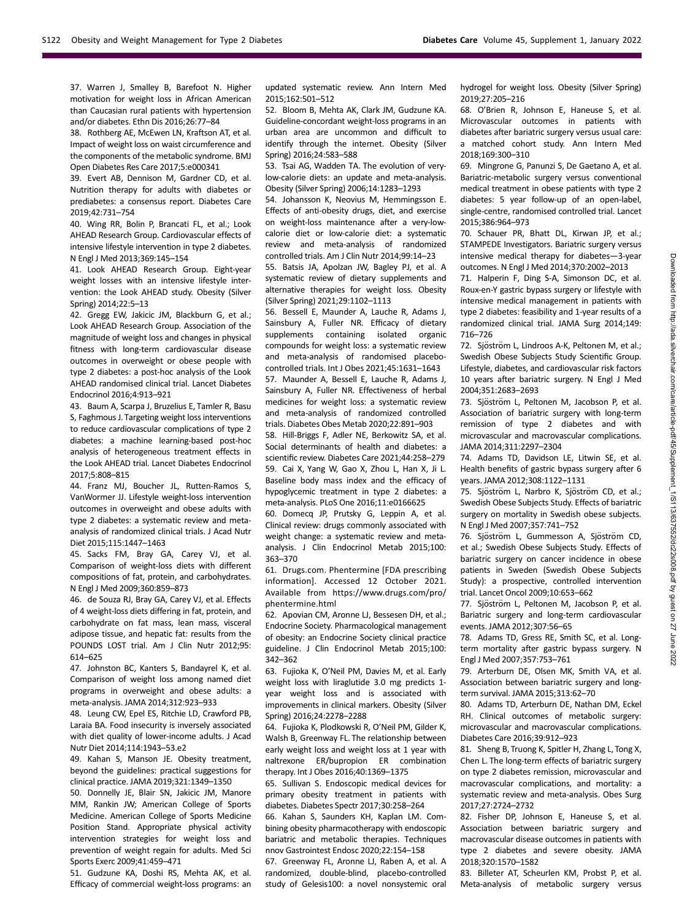37. Warren J, Smalley B, Barefoot N. Higher motivation for weight loss in African American than Caucasian rural patients with hypertension and/or diabetes. Ethn Dis 2016;26:77–84

38. Rothberg AE, McEwen LN, Kraftson AT, et al. Impact of weight loss on waist circumference and the components of the metabolic syndrome. BMJ Open Diabetes Res Care 2017;5:e000341

39. Evert AB, Dennison M, Gardner CD, et al. Nutrition therapy for adults with diabetes or prediabetes: a consensus report. Diabetes Care 2019;42:731–754

40. Wing RR, Bolin P, Brancati FL, et al.; Look AHEAD Research Group. Cardiovascular effects of intensive lifestyle intervention in type 2 diabetes. N Engl J Med 2013;369:145–154

41. Look AHEAD Research Group. Eight-year weight losses with an intensive lifestyle intervention: the Look AHEAD study. Obesity (Silver Spring) 2014;22:5–13

42. Gregg EW, Jakicic JM, Blackburn G, et al.; Look AHEAD Research Group. Association of the magnitude of weight loss and changes in physical fitness with long-term cardiovascular disease outcomes in overweight or obese people with type 2 diabetes: a post-hoc analysis of the Look AHEAD randomised clinical trial. Lancet Diabetes Endocrinol 2016;4:913–921

43. Baum A, Scarpa J, Bruzelius E, Tamler R, Basu S, Faghmous J. Targeting weight loss interventions to reduce cardiovascular complications of type 2 diabetes: a machine learning-based post-hoc analysis of heterogeneous treatment effects in the Look AHEAD trial. Lancet Diabetes Endocrinol 2017;5:808–815

44. Franz MJ, Boucher JL, Rutten-Ramos S, VanWormer JJ. Lifestyle weight-loss intervention outcomes in overweight and obese adults with type 2 diabetes: a systematic review and meta-analysis of randomized clinical trials. J Acad Nutr Diet 2015;115:1447–1463

45. Sacks FM, Bray GA, Carey VJ, et al. Comparison of weight-loss diets with different compositions of fat, protein, and carbohydrates. N Engl J Med 2009;360:859–873

46. de Souza RJ, Bray GA, Carey VJ, et al. Effects of 4 weight-loss diets differing in fat, protein, and carbohydrate on fat mass, lean mass, visceral adipose tissue, and hepatic fat: results from the POUNDS LOST trial. Am J Clin Nutr 2012;95:614–625

47. Johnston BC, Kanters S, Bandayrel K, et al. Comparison of weight loss among named diet programs in overweight and obese adults: a meta-analysis. JAMA 2014;312:923–933

48. Leung CW, Epel ES, Ritchie LD, Crawford PB, Laraia BA. Food insecurity is inversely associated with diet quality of lower-income adults. J Acad Nutr Diet 2014;114:1943–53.e2

49. Kahan S, Manson JE. Obesity treatment, beyond the guidelines: practical suggestions for clinical practice. JAMA 2019;321:1349–1350

50. Donnelly JE, Blair SN, Jakicic JM, Manore MM, Rankin JW; American College of Sports Medicine. American College of Sports Medicine Position Stand. Appropriate physical activity intervention strategies for weight loss and prevention of weight regain for adults. Med Sci Sports Exerc 2009;41:459–471

51. Gudzune KA, Doshi RS, Mehta AK, et al. Efficacy of commercial weight-loss programs: an updated systematic review. Ann Intern Med 2015;162:501–512

52. Bloom B, Mehta AK, Clark JM, Gudzune KA. Guideline-concordant weight-loss programs in an urban area are uncommon and difficult to identify through the internet. Obesity (Silver Spring) 2016;24:583–588

53. Tsai AG, Wadden TA. The evolution of very-low-calorie diets: an update and meta-analysis. Obesity (Silver Spring) 2006;14:1283–1293

54. Johansson K, Neovius M, Hemmingsson E. Effects of anti-obesity drugs, diet, and exercise on weight-loss maintenance after a very-low-calorie diet or low-calorie diet: a systematic review and meta-analysis of randomized controlled trials. Am J Clin Nutr 2014;99:14–23

55. Batsis JA, Apolzan JW, Bagley PJ, et al. A systematic review of dietary supplements and alternative therapies for weight loss. Obesity (Silver Spring) 2021;29:1102–1113

56. Bessell E, Maunder A, Lauche R, Adams J, Sainsbury A, Fuller NR. Efficacy of dietary supplements containing isolated organic compounds for weight loss: a systematic review and meta-analysis of randomised placebo-controlled trials. Int J Obes 2021;45:1631–1643

57. Maunder A, Bessell E, Lauche R, Adams J, Sainsbury A, Fuller NR. Effectiveness of herbal medicines for weight loss: a systematic review and meta-analysis of randomized controlled trials. Diabetes Obes Metab 2020;22:891–903

58. Hill-Briggs F, Adler NE, Berkowitz SA, et al. Social determinants of health and diabetes: a scientific review. Diabetes Care 2021;44:258–279

59. Cai X, Yang W, Gao X, Zhou L, Han X, Ji L. Baseline body mass index and the efficacy of hypoglycemic treatment in type 2 diabetes: a meta-analysis. PLoS One 2016;11:e0166625

60. Domecq JP, Prutsky G, Leppin A, et al. Clinical review: drugs commonly associated with weight change: a systematic review and meta-analysis. J Clin Endocrinol Metab 2015;100:363–370

61. Drugs.com. Phentermine [FDA prescribing information]. Accessed 12 October 2021. Available from https://www.drugs.com/pro/phentermine.html

62. Apovian CM, Aronne LJ, Bessesen DH, et al.; Endocrine Society. Pharmacological management of obesity: an Endocrine Society clinical practice guideline. J Clin Endocrinol Metab 2015;100:342–362

63. Fujioka K, O'Neil PM, Davies M, et al. Early weight loss with liraglutide 3.0 mg predicts 1-year weight loss and is associated with improvements in clinical markers. Obesity (Silver Spring) 2016;24:2278–2288

64. Fujioka K, Plodkowski R, O'Neil PM, Gilder K, Walsh B, Greenway FL. The relationship between early weight loss and weight loss at 1 year with naltrexone ER/bupropion ER combination therapy. Int J Obes 2016;40:1369–1375

65. Sullivan S. Endoscopic medical devices for primary obesity treatment in patients with diabetes. Diabetes Spectr 2017;30:258–264

66. Kahan S, Saunders KH, Kaplan LM. Combining obesity pharmacotherapy with endoscopic bariatric and metabolic therapies. Techniques nnov Gastrointest Endosc 2020;22:154–158

67. Greenway FL, Aronne LJ, Raben A, et al. A randomized, double-blind, placebo-controlled study of Gelesis100: a novel nonsystemic oral hydrogel for weight loss. Obesity (Silver Spring) 2019;27:205–216

68. O'Brien R, Johnson E, Haneuse S, et al. Microvascular outcomes in patients with diabetes after bariatric surgery versus usual care: a matched cohort study. Ann Intern Med 2018;169:300–310

69. Mingrone G, Panunzi S, De Gaetano A, et al. Bariatric-metabolic surgery versus conventional medical treatment in obese patients with type 2 diabetes: 5 year follow-up of an open-label, single-centre, randomised controlled trial. Lancet 2015;386:964–973

70. Schauer PR, Bhatt DL, Kirwan JP, et al.; STAMPEDE Investigators. Bariatric surgery versus intensive medical therapy for diabetes—3-year outcomes. N Engl J Med 2014;370:2002–2013

71. Halperin F, Ding S-A, Simonson DC, et al. Roux-en-Y gastric bypass surgery or lifestyle with intensive medical management in patients with type 2 diabetes: feasibility and 1-year results of a randomized clinical trial. JAMA Surg 2014;149:716–726

72. Sjöström L, Lindroos A-K, Peltonen M, et al.; Swedish Obese Subjects Study Scientific Group. Lifestyle, diabetes, and cardiovascular risk factors 10 years after bariatric surgery. N Engl J Med 2004;351:2683–2693

73. Sjöström L, Peltonen M, Jacobson P, et al. Association of bariatric surgery with long-term remission of type 2 diabetes and with microvascular and macrovascular complications. JAMA 2014;311:2297–2304

74. Adams TD, Davidson LE, Litwin SE, et al. Health benefits of gastric bypass surgery after 6 years. JAMA 2012;308:1122–1131

75. Sjöström L, Narbro K, Sjöström CD, et al.; Swedish Obese Subjects Study. Effects of bariatric surgery on mortality in Swedish obese subjects. N Engl J Med 2007;357:741–752

76. Sjöström L, Gummesson A, Sjöström CD, et al.; Swedish Obese Subjects Study. Effects of bariatric surgery on cancer incidence in obese patients in Sweden (Swedish Obese Subjects Study): a prospective, controlled intervention trial. Lancet Oncol 2009;10:653–662

77. Sjöström L, Peltonen M, Jacobson P, et al. Bariatric surgery and long-term cardiovascular events. JAMA 2012;307:56–65

78. Adams TD, Gress RE, Smith SC, et al. Long-term mortality after gastric bypass surgery. N Engl J Med 2007;357:753–761

79. Arterburn DE, Olsen MK, Smith VA, et al. Association between bariatric surgery and long-term survival. JAMA 2015;313:62–70

80. Adams TD, Arterburn DE, Nathan DM, Eckel RH. Clinical outcomes of metabolic surgery: microvascular and macrovascular complications. Diabetes Care 2016;39:912–923

81. Sheng B, Truong K, Spitler H, Zhang L, Tong X, Chen L. The long-term effects of bariatric surgery on type 2 diabetes remission, microvascular and macrovascular complications, and mortality: a systematic review and meta-analysis. Obes Surg 2017;27:2724–2732

82. Fisher DP, Johnson E, Haneuse S, et al. Association between bariatric surgery and macrovascular disease outcomes in patients with type 2 diabetes and severe obesity. JAMA 2018;320:1570–1582

83. Billeter AT, Scheurlen KM, Probst P, et al. Meta-analysis of metabolic surgery versus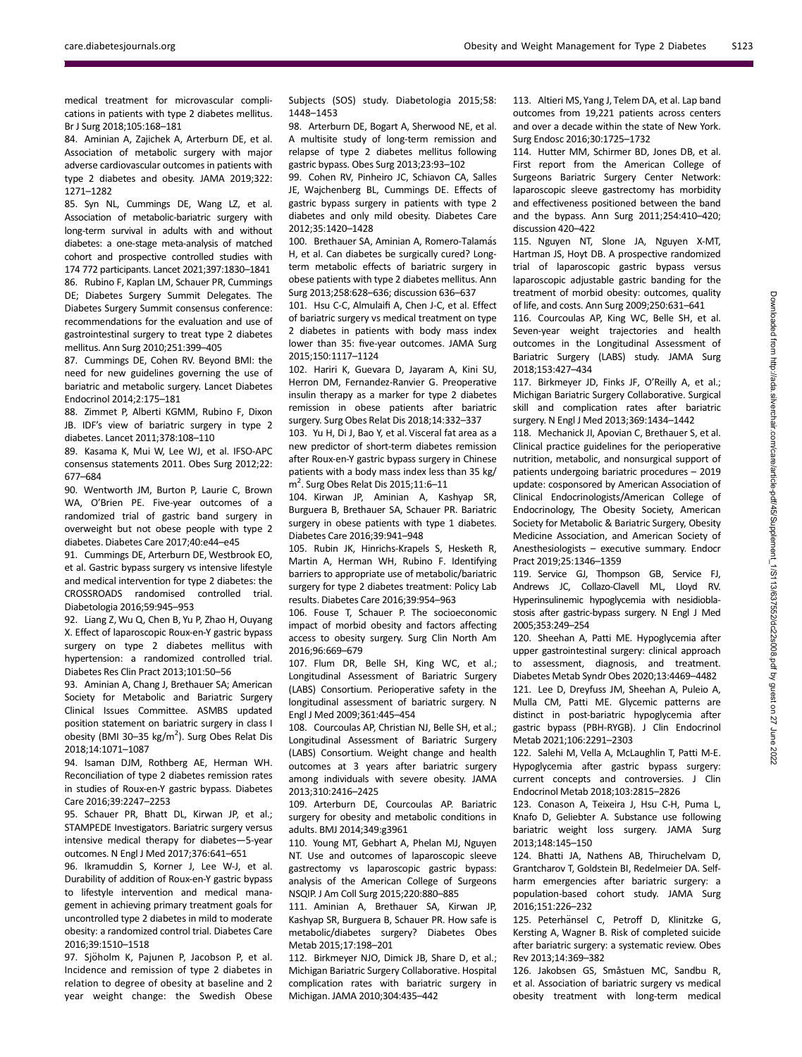medical treatment for microvascular complications in patients with type 2 diabetes mellitus. Br J Surg 2018;105:168–181

84. Aminian A, Zajichek A, Arterburn DE, et al. Association of metabolic surgery with major adverse cardiovascular outcomes in patients with type 2 diabetes and obesity. JAMA 2019;322: 1271–1282

85. Syn NL, Cummings DE, Wang LZ, et al. Association of metabolic-bariatric surgery with long-term survival in adults with and without diabetes: a one-stage meta-analysis of matched cohort and prospective controlled studies with 174 772 participants. Lancet 2021;397:1830–1841

86. Rubino F, Kaplan LM, Schauer PR, Cummings DE; Diabetes Surgery Summit Delegates. The Diabetes Surgery Summit consensus conference: recommendations for the evaluation and use of gastrointestinal surgery to treat type 2 diabetes mellitus. Ann Surg 2010;251:399–405

87. Cummings DE, Cohen RV. Beyond BMI: the need for new guidelines governing the use of bariatric and metabolic surgery. Lancet Diabetes Endocrinol 2014;2:175–181

88. Zimmet P, Alberti KGMM, Rubino F, Dixon JB. IDF's view of bariatric surgery in type 2 diabetes. Lancet 2011;378:108–110

89. Kasama K, Mui W, Lee WJ, et al. IFSO-APC consensus statements 2011. Obes Surg 2012;22: 677–684

90. Wentworth JM, Burton P, Laurie C, Brown WA, O'Brien PE. Five-year outcomes of a randomized trial of gastric band surgery in overweight but not obese people with type 2 diabetes. Diabetes Care 2017;40:e44–e45

91. Cummings DE, Arterburn DE, Westbrook EO, et al. Gastric bypass surgery vs intensive lifestyle and medical intervention for type 2 diabetes: the CROSSROADS randomised controlled trial. Diabetologia 2016;59:945–953

92. Liang Z, Wu Q, Chen B, Yu P, Zhao H, Ouyang X. Effect of laparoscopic Roux-en-Y gastric bypass surgery on type 2 diabetes mellitus with hypertension: a randomized controlled trial. Diabetes Res Clin Pract 2013;101:50–56

93. Aminian A, Chang J, Brethauer SA; American Society for Metabolic and Bariatric Surgery Clinical Issues Committee. ASMBS updated position statement on bariatric surgery in class I obesity (BMI 30–35 kg/m$^2$). Surg Obes Relat Dis 2018;14:1071–1087

94. Isaman DJM, Rothberg AE, Herman WH. Reconciliation of type 2 diabetes remission rates in studies of Roux-en-Y gastric bypass. Diabetes Care 2016;39:2247–2253

95. Schauer PR, Bhatt DL, Kirwan JP, et al.; STAMPEDE Investigators. Bariatric surgery versus intensive medical therapy for diabetes—5-year outcomes. N Engl J Med 2017;376:641–651

96. Ikramuddin S, Korner J, Lee W-J, et al. Durability of addition of Roux-en-Y gastric bypass to lifestyle intervention and medical management in achieving primary treatment goals for uncontrolled type 2 diabetes in mild to moderate obesity: a randomized control trial. Diabetes Care 2016;39:1510–1518

97. Sjöholm K, Pajunen P, Jacobson P, et al. Incidence and remission of type 2 diabetes in relation to degree of obesity at baseline and 2 year weight change: the Swedish Obese Subjects (SOS) study. Diabetologia 2015;58: 1448–1453

98. Arterburn DE, Bogart A, Sherwood NE, et al. A multisite study of long-term remission and relapse of type 2 diabetes mellitus following gastric bypass. Obes Surg 2013;23:93–102

99. Cohen RV, Pinheiro JC, Schiavon CA, Salles JE, Wajchenberg BL, Cummings DE. Effects of gastric bypass surgery in patients with type 2 diabetes and only mild obesity. Diabetes Care 2012;35:1420–1428

100. Brethauer SA, Aminian A, Romero-Talamás H, et al. Can diabetes be surgically cured? Long-term metabolic effects of bariatric surgery in obese patients with type 2 diabetes mellitus. Ann Surg 2013;258:628–636; discussion 636–637

101. Hsu C-C, Almulaifi A, Chen J-C, et al. Effect of bariatric surgery vs medical treatment on type 2 diabetes in patients with body mass index lower than 35: five-year outcomes. JAMA Surg 2015;150:1117–1124

102. Hariri K, Guevara D, Jayaram A, Kini SU, Herron DM, Fernandez-Ranvier G. Preoperative insulin therapy as a marker for type 2 diabetes remission in obese patients after bariatric surgery. Surg Obes Relat Dis 2018;14:332–337

103. Yu H, Di J, Bao Y, et al. Visceral fat area as a new predictor of short-term diabetes remission after Roux-en-Y gastric bypass surgery in Chinese patients with a body mass index less than 35 kg/m$^2$. Surg Obes Relat Dis 2015;11:6–11

104. Kirwan JP, Aminian A, Kashyap SR, Burguera B, Brethauer SA, Schauer PR. Bariatric surgery in obese patients with type 1 diabetes. Diabetes Care 2016;39:941–948

105. Rubin JK, Hinrichs-Krapels S, Hesketh R, Martin A, Herman WH, Rubino F. Identifying barriers to appropriate use of metabolic/bariatric surgery for type 2 diabetes treatment: Policy Lab results. Diabetes Care 2016;39:954–963

106. Fouse T, Schauer P. The socioeconomic impact of morbid obesity and factors affecting access to obesity surgery. Surg Clin North Am 2016;96:669–679

107. Flum DR, Belle SH, King WC, et al.; Longitudinal Assessment of Bariatric Surgery (LABS) Consortium. Perioperative safety in the longitudinal assessment of bariatric surgery. N Engl J Med 2009;361:445–454

108. Courcoulas AP, Christian NJ, Belle SH, et al.; Longitudinal Assessment of Bariatric Surgery (LABS) Consortium. Weight change and health outcomes at 3 years after bariatric surgery among individuals with severe obesity. JAMA 2013;310:2416–2425

109. Arterburn DE, Courcoulas AP. Bariatric surgery for obesity and metabolic conditions in adults. BMJ 2014;349:g3961

110. Young MT, Gebhart A, Phelan MJ, Nguyen NT. Use and outcomes of laparoscopic sleeve gastrectomy vs laparoscopic gastric bypass: analysis of the American College of Surgeons NSQIP. J Am Coll Surg 2015;220:880–885

111. Aminian A, Brethauer SA, Kirwan JP, Kashyap SR, Burguera B, Schauer PR. How safe is metabolic/diabetes surgery? Diabetes Obes Metab 2015;17:198–201

112. Birkmeyer NJO, Dimick JB, Share D, et al.; Michigan Bariatric Surgery Collaborative. Hospital complication rates with bariatric surgery in Michigan. JAMA 2010;304:435–442

113. Altieri MS, Yang J, Telem DA, et al. Lap band outcomes from 19,221 patients across centers and over a decade within the state of New York. Surg Endosc 2016;30:1725–1732

114. Hutter MM, Schirmer BD, Jones DB, et al. First report from the American College of Surgeons Bariatric Surgery Center Network: laparoscopic sleeve gastrectomy has morbidity and effectiveness positioned between the band and the bypass. Ann Surg 2011;254:410–420; discussion 420–422

115. Nguyen NT, Slone JA, Nguyen X-MT, Hartman JS, Hoyt DB. A prospective randomized trial of laparoscopic gastric bypass versus laparoscopic adjustable gastric banding for the treatment of morbid obesity: outcomes, quality of life, and costs. Ann Surg 2009;250:631–641

116. Courcoulas AP, King WC, Belle SH, et al. Seven-year weight trajectories and health outcomes in the Longitudinal Assessment of Bariatric Surgery (LABS) study. JAMA Surg 2018;153:427–434

117. Birkmeyer JD, Finks JF, O'Reilly A, et al.; Michigan Bariatric Surgery Collaborative. Surgical skill and complication rates after bariatric surgery. N Engl J Med 2013;369:1434–1442

118. Mechanick JI, Apovian C, Brethauer S, et al. Clinical practice guidelines for the perioperative nutrition, metabolic, and nonsurgical support of patients undergoing bariatric procedures – 2019 update: cosponsored by American Association of Clinical Endocrinologists/American College of Endocrinology, The Obesity Society, American Society for Metabolic & Bariatric Surgery, Obesity Medicine Association, and American Society of Anesthesiologists – executive summary. Endocr Pract 2019;25:1346–1359

119. Service GJ, Thompson GB, Service FJ, Andrews JC, Collazo-Clavell ML, Lloyd RV. Hyperinsulinemic hypoglycemia with nesidioblastosis after gastric-bypass surgery. N Engl J Med 2005;353:249–254

120. Sheehan A, Patti ME. Hypoglycemia after upper gastrointestinal surgery: clinical approach to assessment, diagnosis, and treatment. Diabetes Metab Syndr Obes 2020;13:4469–4482

121. Lee D, Dreyfuss JM, Sheehan A, Puleio A, Mulla CM, Patti ME. Glycemic patterns are distinct in post-bariatric hypoglycemia after gastric bypass (PBH-RYGB). J Clin Endocrinol Metab 2021;106:2291–2303

122. Salehi M, Vella A, McLaughlin T, Patti M-E. Hypoglycemia after gastric bypass surgery: current concepts and controversies. J Clin Endocrinol Metab 2018;103:2815–2826

123. Conason A, Teixeira J, Hsu C-H, Puma L, Knafo D, Geliebter A. Substance use following bariatric weight loss surgery. JAMA Surg 2013;148:145–150

124. Bhatti JA, Nathens AB, Thiruchelvam D, Grantcharov T, Goldstein BI, Redelmeier DA. Self-harm emergencies after bariatric surgery: a population-based cohort study. JAMA Surg 2016;151:226–232

125. Peterhänsel C, Petroff D, Klinitzke G, Kersting A, Wagner B. Risk of completed suicide after bariatric surgery: a systematic review. Obes Rev 2013;14:369–382

126. Jakobsen GS, Småstuen MC, Sandbu R, et al. Association of bariatric surgery vs medical obesity treatment with long-term medical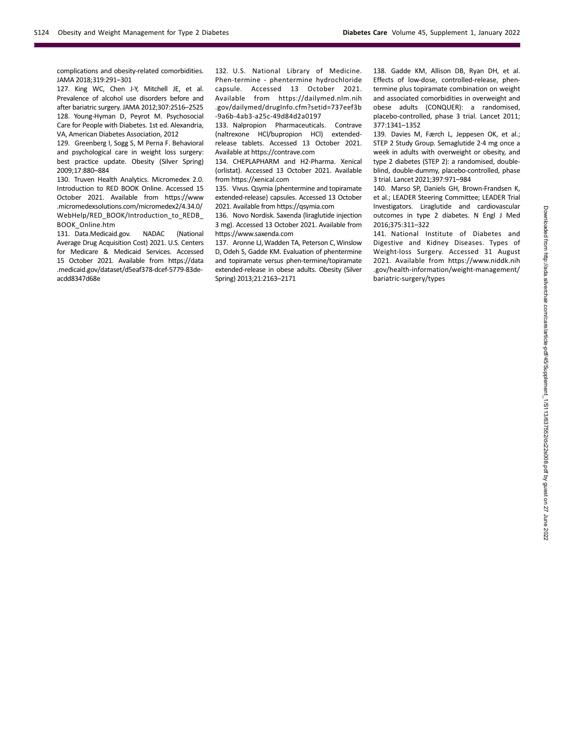complications and obesity-related comorbidities. JAMA 2018;319:291–301

127. King WC, Chen J-Y, Mitchell JE, et al. Prevalence of alcohol use disorders before and after bariatric surgery. JAMA 2012;307:2516–2525

128. Young-Hyman D, Peyrot M. Psychosocial Care for People with Diabetes. 1st ed. Alexandria, VA, American Diabetes Association, 2012

129. Greenberg I, Sogg S, M Perna F. Behavioral and psychological care in weight loss surgery: best practice update. Obesity (Silver Spring) 2009;17:880–884

130. Truven Health Analytics. Micromedex 2.0. Introduction to RED BOOK Online. Accessed 15 October 2021. Available from https://www.micromedexsolutions.com/micromedex2/4.34.0/WebHelp/RED_BOOK/Introduction_to_REDB_BOOK_Online.htm

131. Data.Medicaid.gov. NADAC (National Average Drug Acquisition Cost) 2021. U.S. Centers for Medicare & Medicaid Services. Accessed 15 October 2021. Available from https://data.medicaid.gov/dataset/d5eaf378-dcef-5779-83de-acdd8347d68e

132. U.S. National Library of Medicine. Phen-termine - phentermine hydrochloride capsule. Accessed 13 October 2021. Available from https://dailymed.nlm.nih.gov/dailymed/drugInfo.cfm?setid=737eef3b-9a6b-4ab3-a25c-49d84d2a0197

133. Nalpropion Pharmaceuticals. Contrave (naltrexone HCl/bupropion HCl) extended-release tablets. Accessed 13 October 2021. Available at https://contrave.com

134. CHEPLAPHARM and H2-Pharma. Xenical (orlistat). Accessed 13 October 2021. Available from https://xenical.com

135. Vivus. Qsymia (phentermine and topiramate extended-release) capsules. Accessed 13 October 2021. Available from https://qsymia.com

136. Novo Nordisk. Saxenda (liraglutide injection 3 mg). Accessed 13 October 2021. Available from https://www.saxenda.com

137. Aronne LJ, Wadden TA, Peterson C, Winslow D, Odeh S, Gadde KM. Evaluation of phentermine and topiramate versus phen-termine/topiramate extended-release in obese adults. Obesity (Silver Spring) 2013;21:2163–2171

138. Gadde KM, Allison DB, Ryan DH, et al. Effects of low-dose, controlled-release, phentermine plus topiramate combination on weight and associated comorbidities in overweight and obese adults (CONQUER): a randomised, placebo-controlled, phase 3 trial. Lancet 2011; 377:1341–1352

139. Davies M, Færch L, Jeppesen OK, et al.; STEP 2 Study Group. Semaglutide 2·4 mg once a week in adults with overweight or obesity, and type 2 diabetes (STEP 2): a randomised, double-blind, double-dummy, placebo-controlled, phase 3 trial. Lancet 2021;397:971–984

140. Marso SP, Daniels GH, Brown-Frandsen K, et al.; LEADER Steering Committee; LEADER Trial Investigators. Liraglutide and cardiovascular outcomes in type 2 diabetes. N Engl J Med 2016;375:311–322

141. National Institute of Diabetes and Digestive and Kidney Diseases. Types of Weight-loss Surgery. Accessed 31 August 2021. Available from https://www.niddk.nih.gov/health-information/weight-management/bariatric-surgery/types